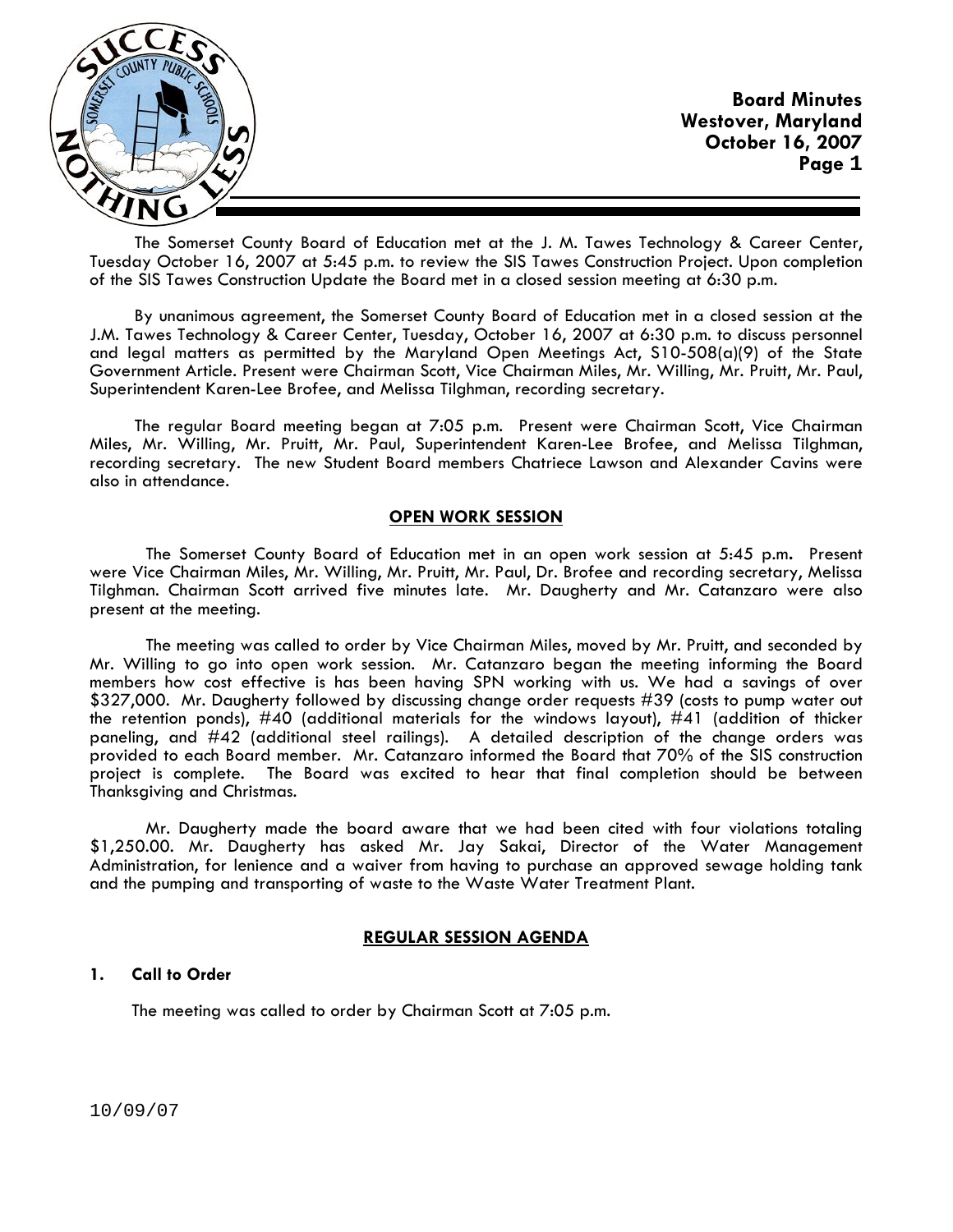**Board Minutes**
**Westover, Maryland**
**October 16, 2007**

The Somerset County Board of Education met at the J. M. Tawes Technology & Career Center, Tuesday October 16, 2007 at 5:45 p.m. to review the SIS Tawes Construction Project. Upon completion of the SIS Tawes Construction Update the Board met in a closed session meeting at 6:30 p.m.

By unanimous agreement, the Somerset County Board of Education met in a closed session at the J.M. Tawes Technology & Career Center, Tuesday, October 16, 2007 at 6:30 p.m. to discuss personnel and legal matters as permitted by the Maryland Open Meetings Act, S10-508(a)(9) of the State Government Article. Present were Chairman Scott, Vice Chairman Miles, Mr. Willing, Mr. Pruitt, Mr. Paul, Superintendent Karen-Lee Brofee, and Melissa Tilghman, recording secretary.

The regular Board meeting began at 7:05 p.m. Present were Chairman Scott, Vice Chairman Miles, Mr. Willing, Mr. Pruitt, Mr. Paul, Superintendent Karen-Lee Brofee, and Melissa Tilghman, recording secretary. The new Student Board members Chatriece Lawson and Alexander Cavins were also in attendance.

## OPEN WORK SESSION

The Somerset County Board of Education met in an open work session at 5:45 p.m. Present were Vice Chairman Miles, Mr. Willing, Mr. Pruitt, Mr. Paul, Dr. Brofee and recording secretary, Melissa Tilghman. Chairman Scott arrived five minutes late. Mr. Daugherty and Mr. Catanzaro were also present at the meeting.

The meeting was called to order by Vice Chairman Miles, moved by Mr. Pruitt, and seconded by Mr. Willing to go into open work session. Mr. Catanzaro began the meeting informing the Board members how cost effective is has been having SPN working with us. We had a savings of over $327,000. Mr. Daugherty followed by discussing change order requests #39 (costs to pump water out the retention ponds), #40 (additional materials for the windows layout), #41 (addition of thicker paneling, and #42 (additional steel railings). A detailed description of the change orders was provided to each Board member. Mr. Catanzaro informed the Board that 70% of the SIS construction project is complete. The Board was excited to hear that final completion should be between Thanksgiving and Christmas.

Mr. Daugherty made the board aware that we had been cited with four violations totaling $1,250.00. Mr. Daugherty has asked Mr. Jay Sakai, Director of the Water Management Administration, for lenience and a waiver from having to purchase an approved sewage holding tank and the pumping and transporting of waste to the Waste Water Treatment Plant.

## REGULAR SESSION AGENDA

### 1. Call to Order

The meeting was called to order by Chairman Scott at 7:05 p.m.

10/09/07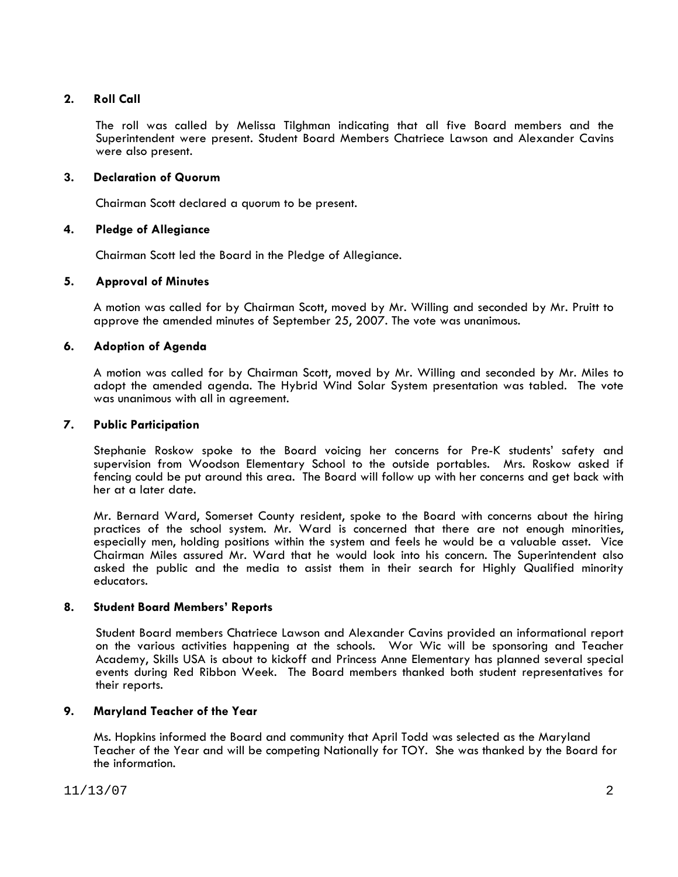**2. Roll Call**

The roll was called by Melissa Tilghman indicating that all five Board members and the Superintendent were present. Student Board Members Chatriece Lawson and Alexander Cavins were also present.

**3. Declaration of Quorum**

Chairman Scott declared a quorum to be present.

**4. Pledge of Allegiance**

Chairman Scott led the Board in the Pledge of Allegiance.

**5. Approval of Minutes**

A motion was called for by Chairman Scott, moved by Mr. Willing and seconded by Mr. Pruitt to approve the amended minutes of September 25, 2007. The vote was unanimous.

**6. Adoption of Agenda**

A motion was called for by Chairman Scott, moved by Mr. Willing and seconded by Mr. Miles to adopt the amended agenda. The Hybrid Wind Solar System presentation was tabled. The vote was unanimous with all in agreement.

**7. Public Participation**

Stephanie Roskow spoke to the Board voicing her concerns for Pre-K students' safety and supervision from Woodson Elementary School to the outside portables. Mrs. Roskow asked if fencing could be put around this area. The Board will follow up with her concerns and get back with her at a later date.

Mr. Bernard Ward, Somerset County resident, spoke to the Board with concerns about the hiring practices of the school system. Mr. Ward is concerned that there are not enough minorities, especially men, holding positions within the system and feels he would be a valuable asset. Vice Chairman Miles assured Mr. Ward that he would look into his concern. The Superintendent also asked the public and the media to assist them in their search for Highly Qualified minority educators.

**8. Student Board Members' Reports**

Student Board members Chatriece Lawson and Alexander Cavins provided an informational report on the various activities happening at the schools. Wor Wic will be sponsoring and Teacher Academy, Skills USA is about to kickoff and Princess Anne Elementary has planned several special events during Red Ribbon Week. The Board members thanked both student representatives for their reports.

**9. Maryland Teacher of the Year**

Ms. Hopkins informed the Board and community that April Todd was selected as the Maryland Teacher of the Year and will be competing Nationally for TOY. She was thanked by the Board for the information.

11/13/07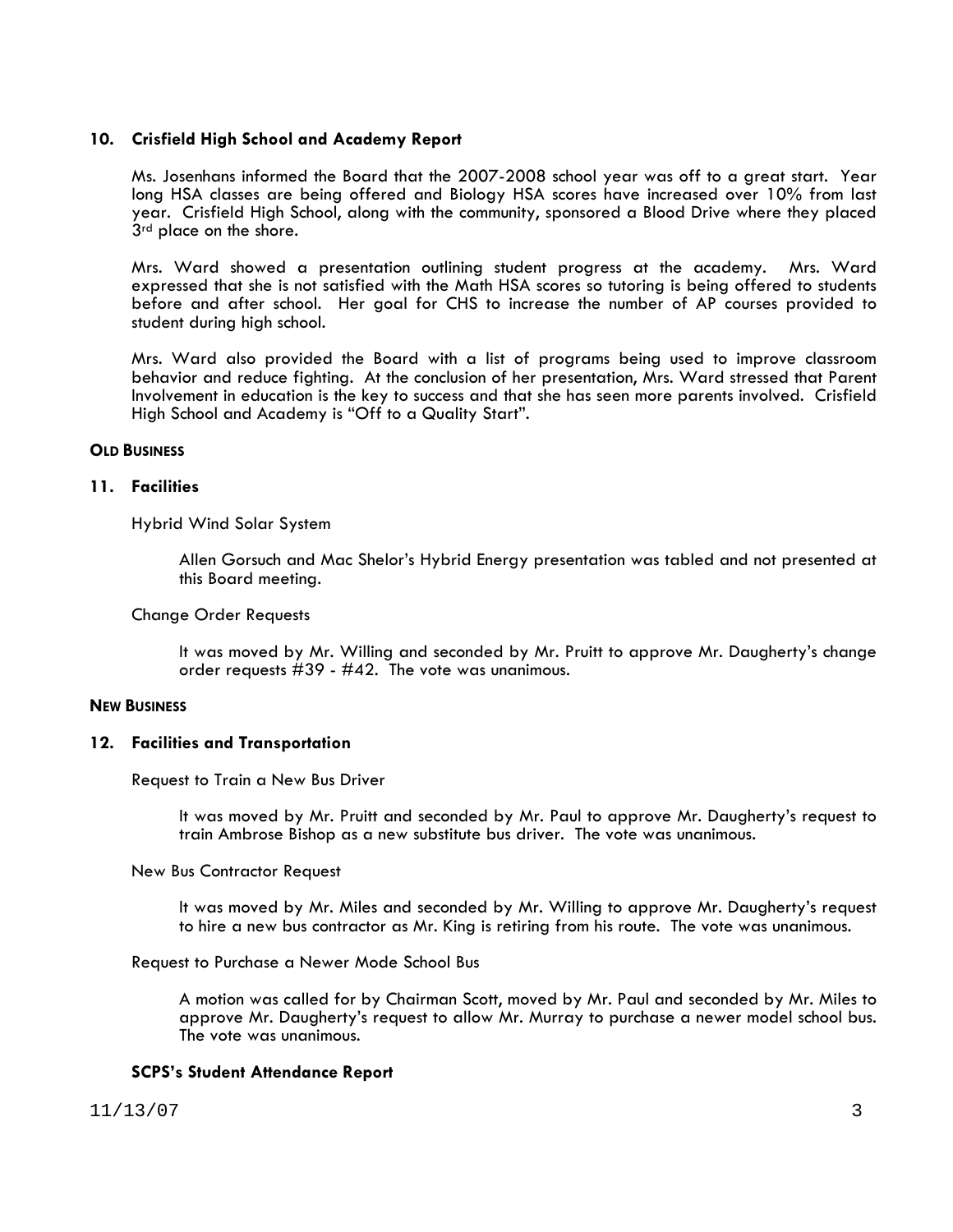### 10. Crisfield High School and Academy Report

Ms. Josenhans informed the Board that the 2007-2008 school year was off to a great start. Year long HSA classes are being offered and Biology HSA scores have increased over 10% from last year. Crisfield High School, along with the community, sponsored a Blood Drive where they placed 3rd place on the shore.

Mrs. Ward showed a presentation outlining student progress at the academy. Mrs. Ward expressed that she is not satisfied with the Math HSA scores so tutoring is being offered to students before and after school. Her goal for CHS to increase the number of AP courses provided to student during high school.

Mrs. Ward also provided the Board with a list of programs being used to improve classroom behavior and reduce fighting. At the conclusion of her presentation, Mrs. Ward stressed that Parent Involvement in education is the key to success and that she has seen more parents involved. Crisfield High School and Academy is "Off to a Quality Start".

## OLD BUSINESS

### 11. Facilities

Hybrid Wind Solar System

Allen Gorsuch and Mac Shelor's Hybrid Energy presentation was tabled and not presented at this Board meeting.

Change Order Requests

It was moved by Mr. Willing and seconded by Mr. Pruitt to approve Mr. Daugherty's change order requests #39 - #42. The vote was unanimous.

## NEW BUSINESS

### 12. Facilities and Transportation

Request to Train a New Bus Driver

It was moved by Mr. Pruitt and seconded by Mr. Paul to approve Mr. Daugherty's request to train Ambrose Bishop as a new substitute bus driver. The vote was unanimous.

New Bus Contractor Request

It was moved by Mr. Miles and seconded by Mr. Willing to approve Mr. Daugherty's request to hire a new bus contractor as Mr. King is retiring from his route. The vote was unanimous.

Request to Purchase a Newer Mode School Bus

A motion was called for by Chairman Scott, moved by Mr. Paul and seconded by Mr. Miles to approve Mr. Daugherty's request to allow Mr. Murray to purchase a newer model school bus. The vote was unanimous.

### SCPS's Student Attendance Report

11/13/07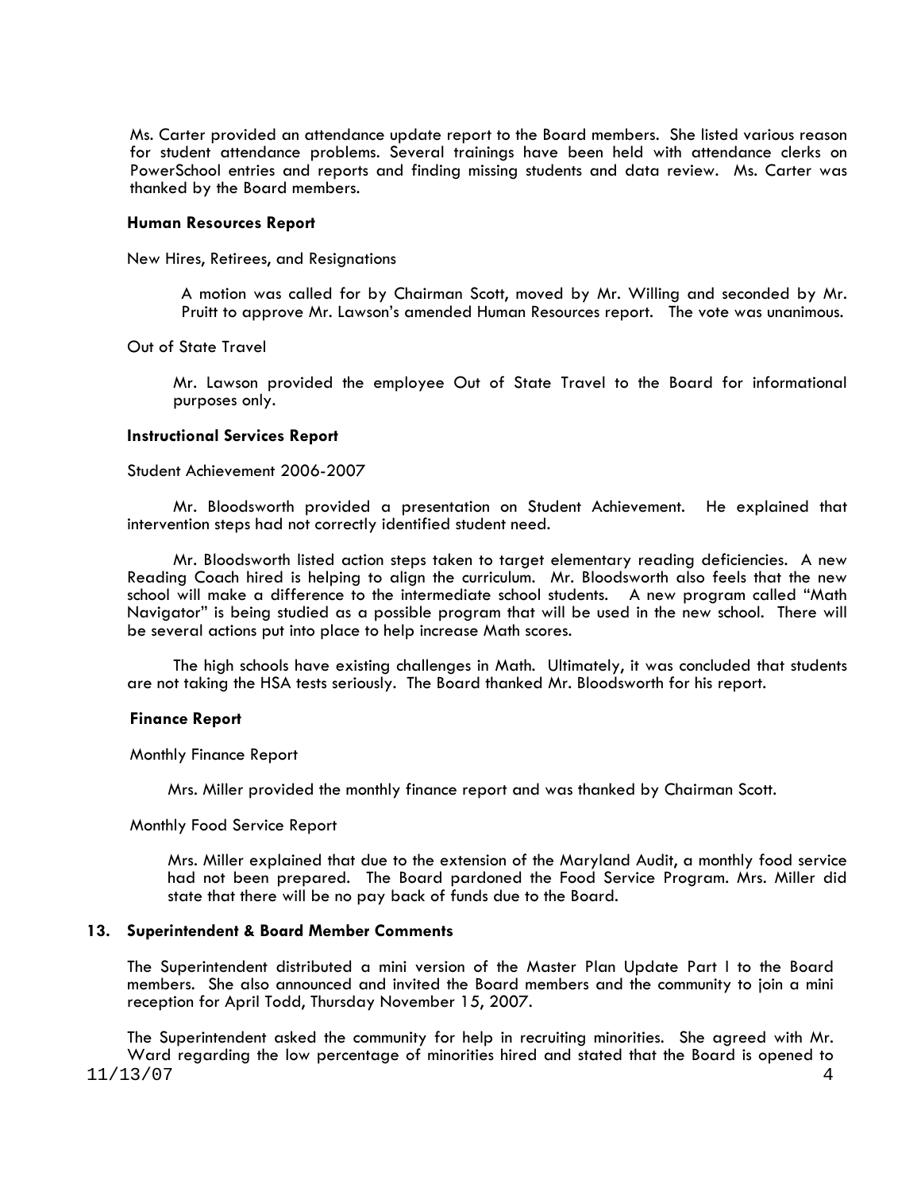Ms. Carter provided an attendance update report to the Board members. She listed various reason for student attendance problems. Several trainings have been held with attendance clerks on PowerSchool entries and reports and finding missing students and data review. Ms. Carter was thanked by the Board members.

**Human Resources Report**

New Hires, Retirees, and Resignations

A motion was called for by Chairman Scott, moved by Mr. Willing and seconded by Mr. Pruitt to approve Mr. Lawson's amended Human Resources report. The vote was unanimous.

Out of State Travel

Mr. Lawson provided the employee Out of State Travel to the Board for informational purposes only.

**Instructional Services Report**

Student Achievement 2006-2007

Mr. Bloodsworth provided a presentation on Student Achievement. He explained that intervention steps had not correctly identified student need.

Mr. Bloodsworth listed action steps taken to target elementary reading deficiencies. A new Reading Coach hired is helping to align the curriculum. Mr. Bloodsworth also feels that the new school will make a difference to the intermediate school students. A new program called "Math Navigator" is being studied as a possible program that will be used in the new school. There will be several actions put into place to help increase Math scores.

The high schools have existing challenges in Math. Ultimately, it was concluded that students are not taking the HSA tests seriously. The Board thanked Mr. Bloodsworth for his report.

**Finance Report**

Monthly Finance Report

Mrs. Miller provided the monthly finance report and was thanked by Chairman Scott.

Monthly Food Service Report

Mrs. Miller explained that due to the extension of the Maryland Audit, a monthly food service had not been prepared. The Board pardoned the Food Service Program. Mrs. Miller did state that there will be no pay back of funds due to the Board.

**13. Superintendent & Board Member Comments**

The Superintendent distributed a mini version of the Master Plan Update Part I to the Board members. She also announced and invited the Board members and the community to join a mini reception for April Todd, Thursday November 15, 2007.

The Superintendent asked the community for help in recruiting minorities. She agreed with Mr. Ward regarding the low percentage of minorities hired and stated that the Board is opened to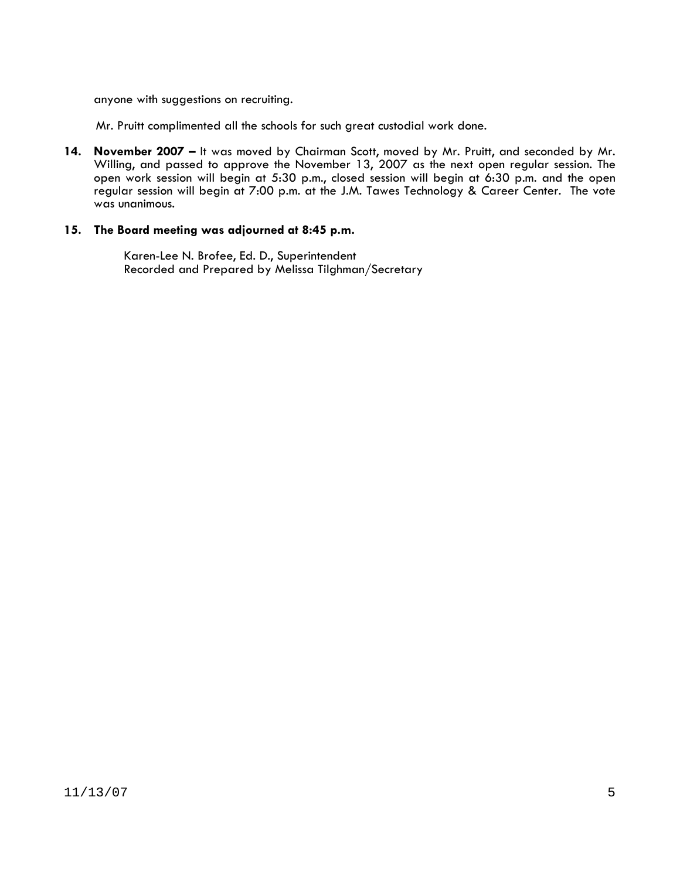anyone with suggestions on recruiting.

Mr. Pruitt complimented all the schools for such great custodial work done.

14. **November 2007 –** It was moved by Chairman Scott, moved by Mr. Pruitt, and seconded by Mr. Willing, and passed to approve the November 13, 2007 as the next open regular session. The open work session will begin at 5:30 p.m., closed session will begin at 6:30 p.m. and the open regular session will begin at 7:00 p.m. at the J.M. Tawes Technology & Career Center. The vote was unanimous.

15. **The Board meeting was adjourned at 8:45 p.m.**

Karen-Lee N. Brofee, Ed. D., Superintendent
Recorded and Prepared by Melissa Tilghman/Secretary